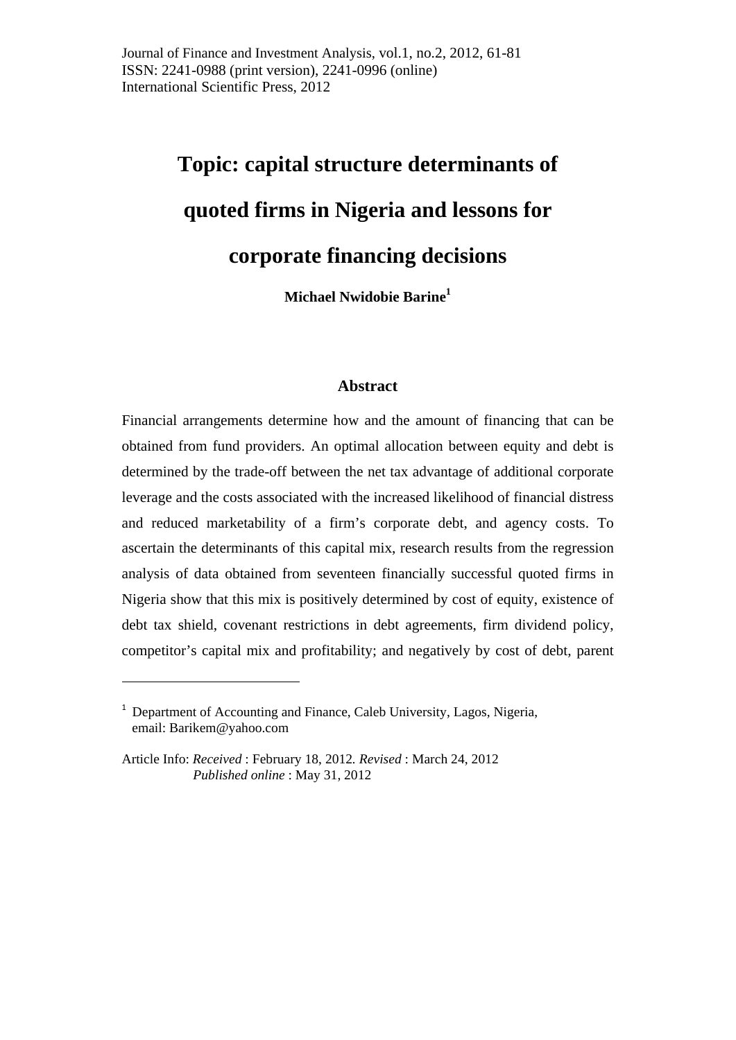# Topic: capital structure determinants of quoted firms in Nigeria and lessons for corporate financing decisions

**Michael Nwidobie Barine**[1]

## Abstract

Financial arrangements determine how and the amount of financing that can be obtained from fund providers. An optimal allocation between equity and debt is determined by the trade-off between the net tax advantage of additional corporate leverage and the costs associated with the increased likelihood of financial distress and reduced marketability of a firm's corporate debt, and agency costs. To ascertain the determinants of this capital mix, research results from the regression analysis of data obtained from seventeen financially successful quoted firms in Nigeria show that this mix is positively determined by cost of equity, existence of debt tax shield, covenant restrictions in debt agreements, firm dividend policy, competitor's capital mix and profitability; and negatively by cost of debt, parent

---

[1] Department of Accounting and Finance, Caleb University, Lagos, Nigeria, email: Barikem@yahoo.com

Article Info: *Received* : February 18, 2012. *Revised* : March 24, 2012
*Published online* : May 31, 2012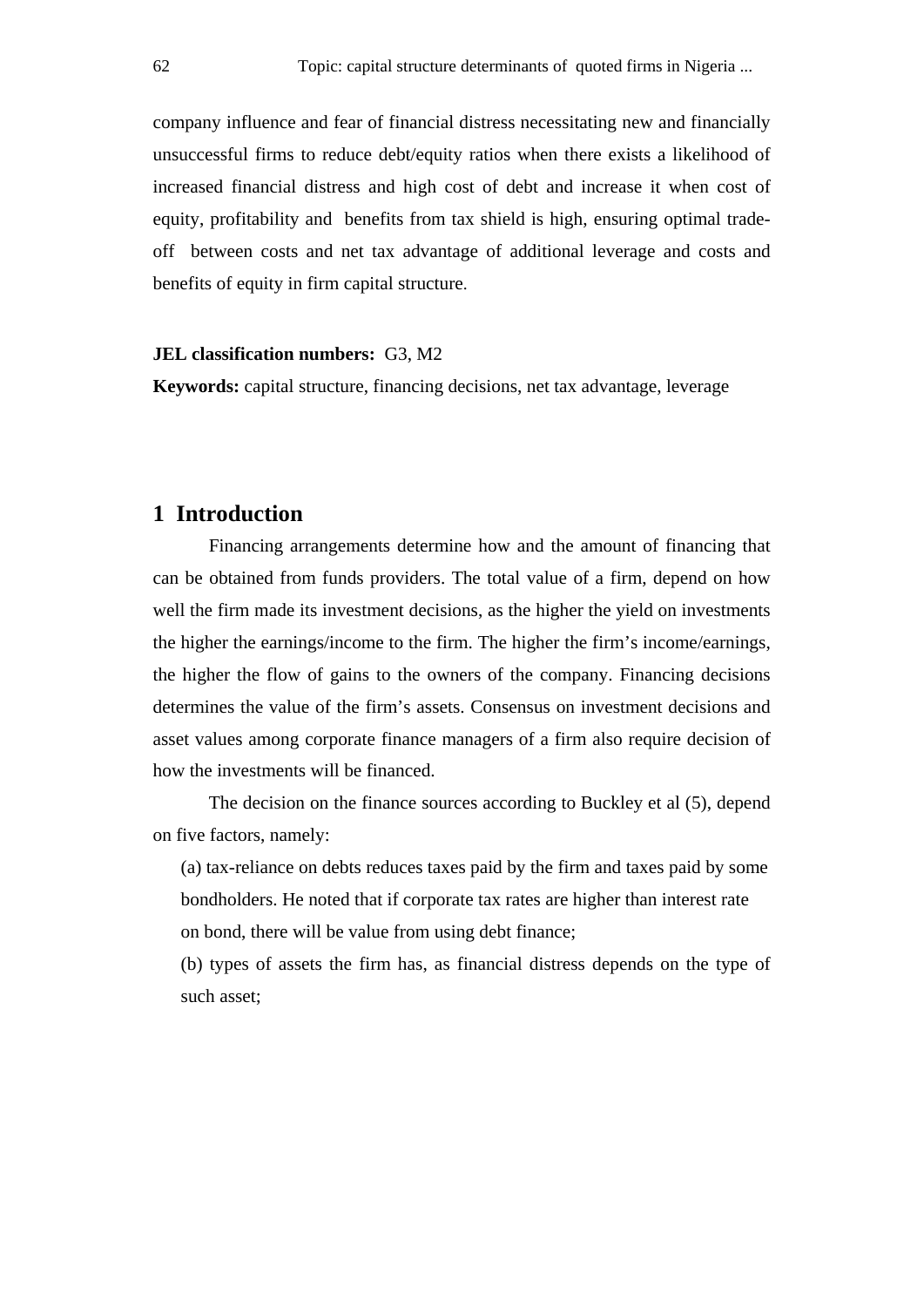company influence and fear of financial distress necessitating new and financially unsuccessful firms to reduce debt/equity ratios when there exists a likelihood of increased financial distress and high cost of debt and increase it when cost of equity, profitability and benefits from tax shield is high, ensuring optimal trade-off between costs and net tax advantage of additional leverage and costs and benefits of equity in firm capital structure.

**JEL classification numbers:** G3, M2

**Keywords:** capital structure, financing decisions, net tax advantage, leverage

## 1 Introduction

Financing arrangements determine how and the amount of financing that can be obtained from funds providers. The total value of a firm, depend on how well the firm made its investment decisions, as the higher the yield on investments the higher the earnings/income to the firm. The higher the firm's income/earnings, the higher the flow of gains to the owners of the company. Financing decisions determines the value of the firm's assets. Consensus on investment decisions and asset values among corporate finance managers of a firm also require decision of how the investments will be financed.

The decision on the finance sources according to Buckley et al (5), depend on five factors, namely:

(a) tax-reliance on debts reduces taxes paid by the firm and taxes paid by some bondholders. He noted that if corporate tax rates are higher than interest rate on bond, there will be value from using debt finance;

(b) types of assets the firm has, as financial distress depends on the type of such asset;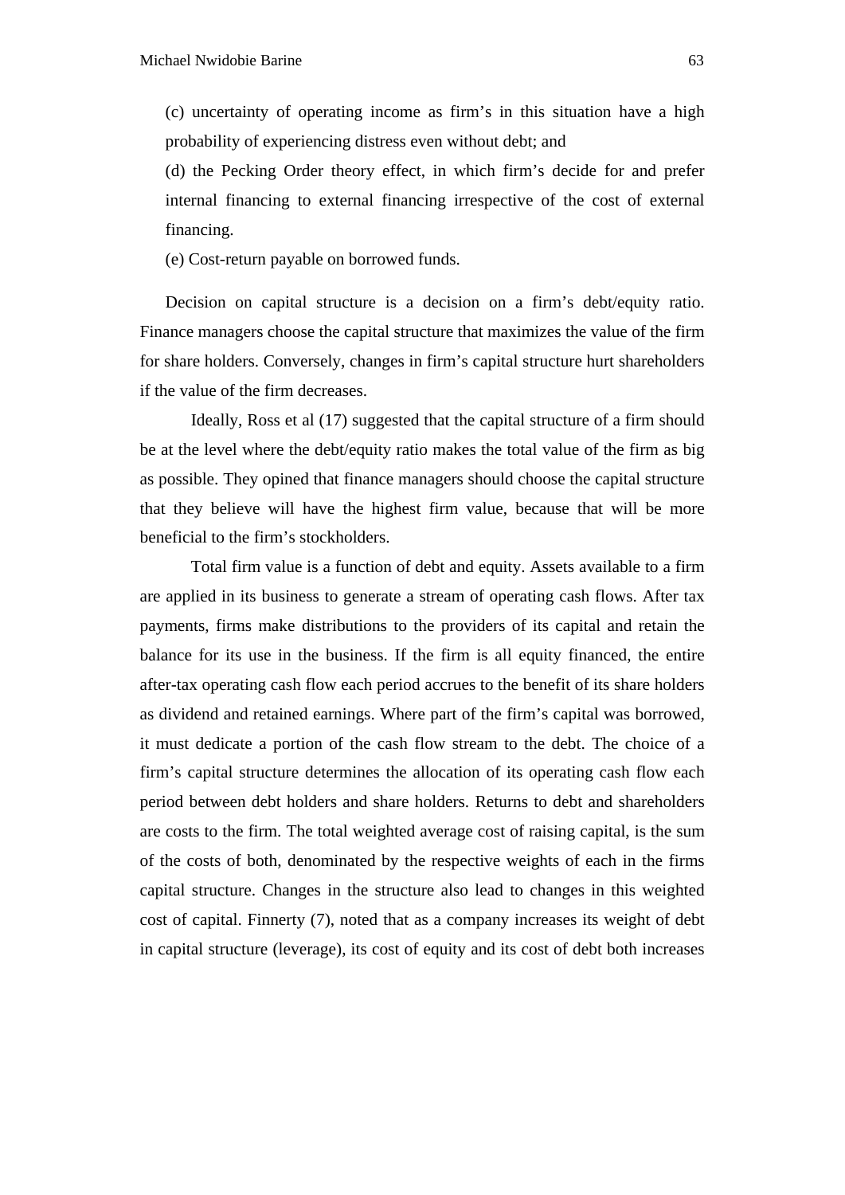(c) uncertainty of operating income as firm's in this situation have a high probability of experiencing distress even without debt; and

(d) the Pecking Order theory effect, in which firm's decide for and prefer internal financing to external financing irrespective of the cost of external financing.

(e) Cost-return payable on borrowed funds.

Decision on capital structure is a decision on a firm's debt/equity ratio. Finance managers choose the capital structure that maximizes the value of the firm for share holders. Conversely, changes in firm's capital structure hurt shareholders if the value of the firm decreases.

Ideally, Ross et al (17) suggested that the capital structure of a firm should be at the level where the debt/equity ratio makes the total value of the firm as big as possible. They opined that finance managers should choose the capital structure that they believe will have the highest firm value, because that will be more beneficial to the firm's stockholders.

Total firm value is a function of debt and equity. Assets available to a firm are applied in its business to generate a stream of operating cash flows. After tax payments, firms make distributions to the providers of its capital and retain the balance for its use in the business. If the firm is all equity financed, the entire after-tax operating cash flow each period accrues to the benefit of its share holders as dividend and retained earnings. Where part of the firm's capital was borrowed, it must dedicate a portion of the cash flow stream to the debt. The choice of a firm's capital structure determines the allocation of its operating cash flow each period between debt holders and share holders. Returns to debt and shareholders are costs to the firm. The total weighted average cost of raising capital, is the sum of the costs of both, denominated by the respective weights of each in the firms capital structure. Changes in the structure also lead to changes in this weighted cost of capital. Finnerty (7), noted that as a company increases its weight of debt in capital structure (leverage), its cost of equity and its cost of debt both increases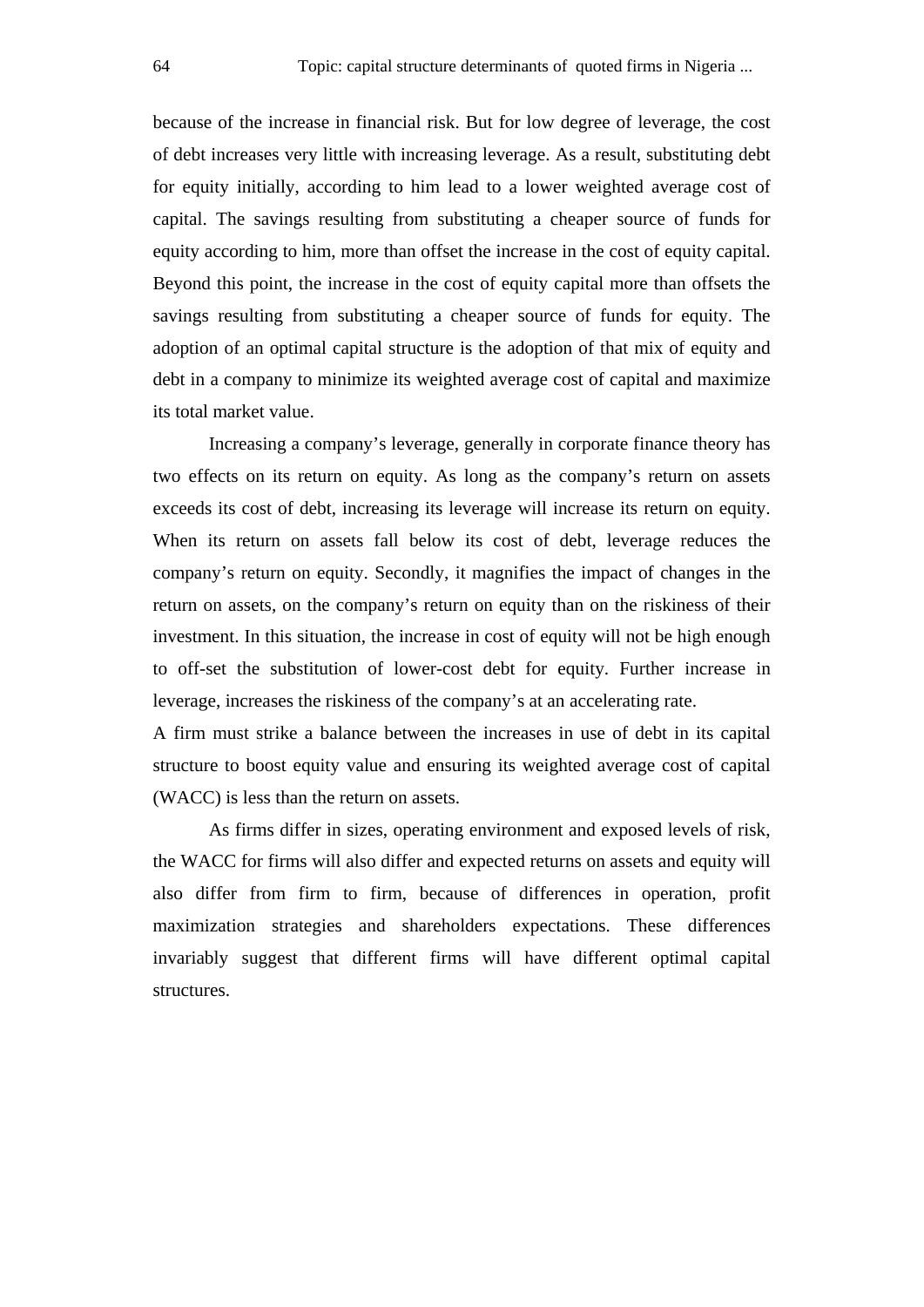because of the increase in financial risk. But for low degree of leverage, the cost of debt increases very little with increasing leverage. As a result, substituting debt for equity initially, according to him lead to a lower weighted average cost of capital. The savings resulting from substituting a cheaper source of funds for equity according to him, more than offset the increase in the cost of equity capital. Beyond this point, the increase in the cost of equity capital more than offsets the savings resulting from substituting a cheaper source of funds for equity. The adoption of an optimal capital structure is the adoption of that mix of equity and debt in a company to minimize its weighted average cost of capital and maximize its total market value.

Increasing a company's leverage, generally in corporate finance theory has two effects on its return on equity. As long as the company's return on assets exceeds its cost of debt, increasing its leverage will increase its return on equity. When its return on assets fall below its cost of debt, leverage reduces the company's return on equity. Secondly, it magnifies the impact of changes in the return on assets, on the company's return on equity than on the riskiness of their investment. In this situation, the increase in cost of equity will not be high enough to off-set the substitution of lower-cost debt for equity. Further increase in leverage, increases the riskiness of the company's at an accelerating rate.

A firm must strike a balance between the increases in use of debt in its capital structure to boost equity value and ensuring its weighted average cost of capital (WACC) is less than the return on assets.

As firms differ in sizes, operating environment and exposed levels of risk, the WACC for firms will also differ and expected returns on assets and equity will also differ from firm to firm, because of differences in operation, profit maximization strategies and shareholders expectations. These differences invariably suggest that different firms will have different optimal capital structures.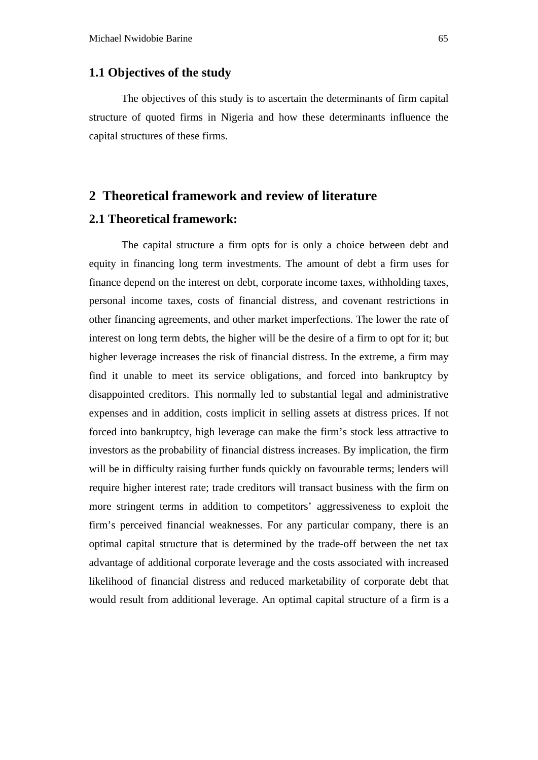### 1.1 Objectives of the study

The objectives of this study is to ascertain the determinants of firm capital structure of quoted firms in Nigeria and how these determinants influence the capital structures of these firms.

## 2 Theoretical framework and review of literature

### 2.1 Theoretical framework:

The capital structure a firm opts for is only a choice between debt and equity in financing long term investments. The amount of debt a firm uses for finance depend on the interest on debt, corporate income taxes, withholding taxes, personal income taxes, costs of financial distress, and covenant restrictions in other financing agreements, and other market imperfections. The lower the rate of interest on long term debts, the higher will be the desire of a firm to opt for it; but higher leverage increases the risk of financial distress. In the extreme, a firm may find it unable to meet its service obligations, and forced into bankruptcy by disappointed creditors. This normally led to substantial legal and administrative expenses and in addition, costs implicit in selling assets at distress prices. If not forced into bankruptcy, high leverage can make the firm's stock less attractive to investors as the probability of financial distress increases. By implication, the firm will be in difficulty raising further funds quickly on favourable terms; lenders will require higher interest rate; trade creditors will transact business with the firm on more stringent terms in addition to competitors' aggressiveness to exploit the firm's perceived financial weaknesses. For any particular company, there is an optimal capital structure that is determined by the trade-off between the net tax advantage of additional corporate leverage and the costs associated with increased likelihood of financial distress and reduced marketability of corporate debt that would result from additional leverage. An optimal capital structure of a firm is a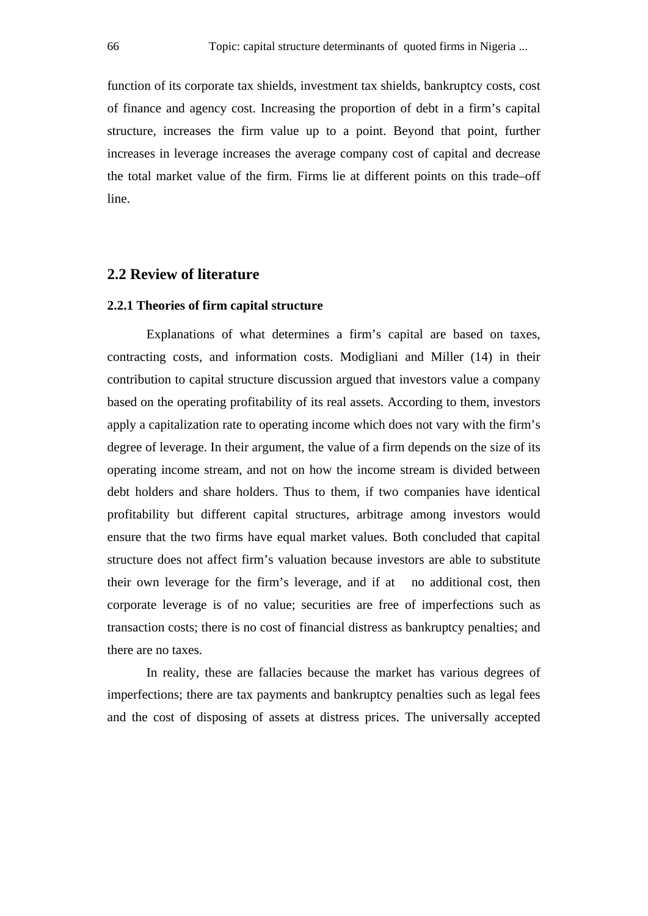function of its corporate tax shields, investment tax shields, bankruptcy costs, cost of finance and agency cost. Increasing the proportion of debt in a firm's capital structure, increases the firm value up to a point. Beyond that point, further increases in leverage increases the average company cost of capital and decrease the total market value of the firm. Firms lie at different points on this trade–off line.

## 2.2 Review of literature

### 2.2.1 Theories of firm capital structure

Explanations of what determines a firm's capital are based on taxes, contracting costs, and information costs. Modigliani and Miller (14) in their contribution to capital structure discussion argued that investors value a company based on the operating profitability of its real assets. According to them, investors apply a capitalization rate to operating income which does not vary with the firm's degree of leverage. In their argument, the value of a firm depends on the size of its operating income stream, and not on how the income stream is divided between debt holders and share holders. Thus to them, if two companies have identical profitability but different capital structures, arbitrage among investors would ensure that the two firms have equal market values. Both concluded that capital structure does not affect firm's valuation because investors are able to substitute their own leverage for the firm's leverage, and if at no additional cost, then corporate leverage is of no value; securities are free of imperfections such as transaction costs; there is no cost of financial distress as bankruptcy penalties; and there are no taxes.

In reality, these are fallacies because the market has various degrees of imperfections; there are tax payments and bankruptcy penalties such as legal fees and the cost of disposing of assets at distress prices. The universally accepted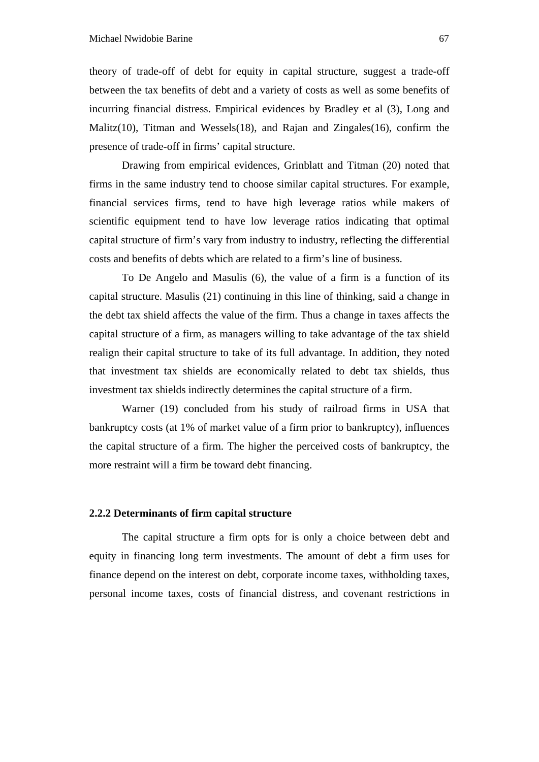theory of trade-off of debt for equity in capital structure, suggest a trade-off between the tax benefits of debt and a variety of costs as well as some benefits of incurring financial distress. Empirical evidences by Bradley et al (3), Long and Malitz(10), Titman and Wessels(18), and Rajan and Zingales(16), confirm the presence of trade-off in firms' capital structure.

Drawing from empirical evidences, Grinblatt and Titman (20) noted that firms in the same industry tend to choose similar capital structures. For example, financial services firms, tend to have high leverage ratios while makers of scientific equipment tend to have low leverage ratios indicating that optimal capital structure of firm's vary from industry to industry, reflecting the differential costs and benefits of debts which are related to a firm's line of business.

To De Angelo and Masulis (6), the value of a firm is a function of its capital structure. Masulis (21) continuing in this line of thinking, said a change in the debt tax shield affects the value of the firm. Thus a change in taxes affects the capital structure of a firm, as managers willing to take advantage of the tax shield realign their capital structure to take of its full advantage. In addition, they noted that investment tax shields are economically related to debt tax shields, thus investment tax shields indirectly determines the capital structure of a firm.

Warner (19) concluded from his study of railroad firms in USA that bankruptcy costs (at 1% of market value of a firm prior to bankruptcy), influences the capital structure of a firm. The higher the perceived costs of bankruptcy, the more restraint will a firm be toward debt financing.

### 2.2.2 Determinants of firm capital structure

The capital structure a firm opts for is only a choice between debt and equity in financing long term investments. The amount of debt a firm uses for finance depend on the interest on debt, corporate income taxes, withholding taxes, personal income taxes, costs of financial distress, and covenant restrictions in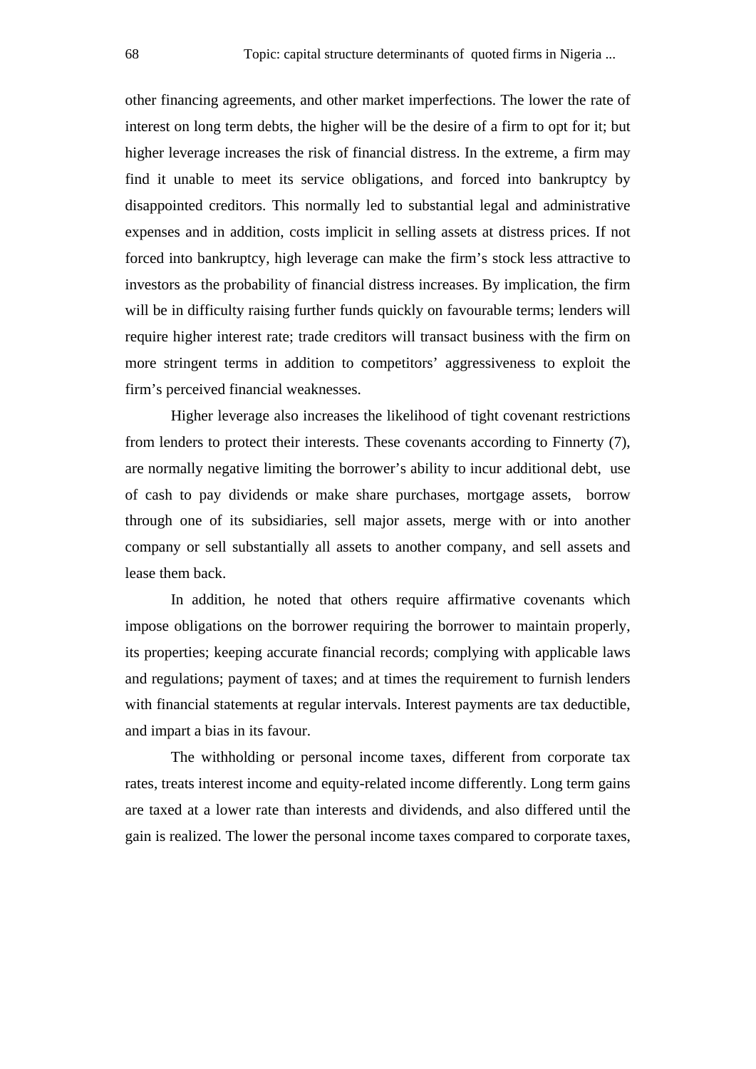other financing agreements, and other market imperfections. The lower the rate of interest on long term debts, the higher will be the desire of a firm to opt for it; but higher leverage increases the risk of financial distress. In the extreme, a firm may find it unable to meet its service obligations, and forced into bankruptcy by disappointed creditors. This normally led to substantial legal and administrative expenses and in addition, costs implicit in selling assets at distress prices. If not forced into bankruptcy, high leverage can make the firm's stock less attractive to investors as the probability of financial distress increases. By implication, the firm will be in difficulty raising further funds quickly on favourable terms; lenders will require higher interest rate; trade creditors will transact business with the firm on more stringent terms in addition to competitors' aggressiveness to exploit the firm's perceived financial weaknesses.

Higher leverage also increases the likelihood of tight covenant restrictions from lenders to protect their interests. These covenants according to Finnerty (7), are normally negative limiting the borrower's ability to incur additional debt, use of cash to pay dividends or make share purchases, mortgage assets, borrow through one of its subsidiaries, sell major assets, merge with or into another company or sell substantially all assets to another company, and sell assets and lease them back.

In addition, he noted that others require affirmative covenants which impose obligations on the borrower requiring the borrower to maintain properly, its properties; keeping accurate financial records; complying with applicable laws and regulations; payment of taxes; and at times the requirement to furnish lenders with financial statements at regular intervals. Interest payments are tax deductible, and impart a bias in its favour.

The withholding or personal income taxes, different from corporate tax rates, treats interest income and equity-related income differently. Long term gains are taxed at a lower rate than interests and dividends, and also differed until the gain is realized. The lower the personal income taxes compared to corporate taxes,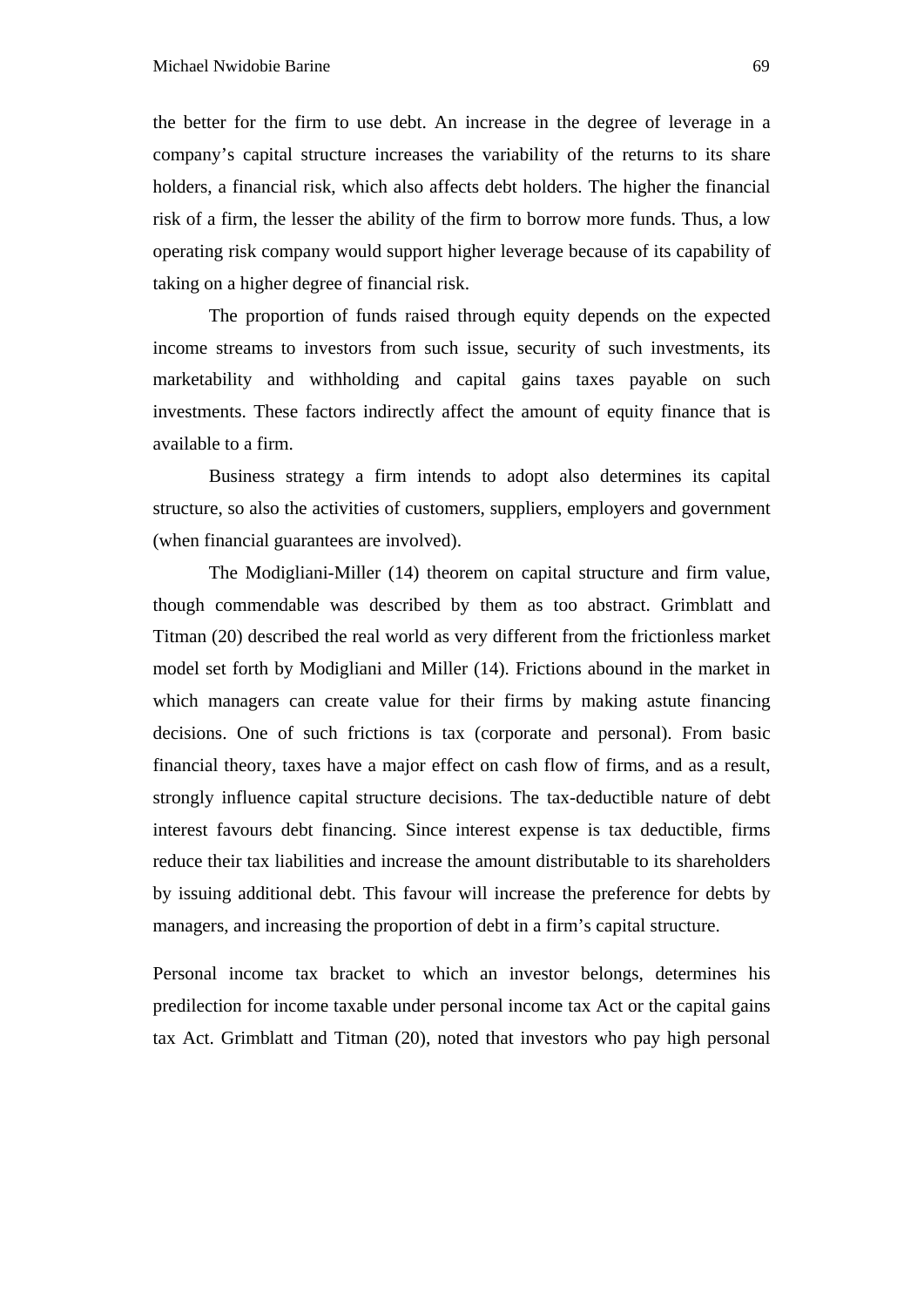the better for the firm to use debt. An increase in the degree of leverage in a company's capital structure increases the variability of the returns to its share holders, a financial risk, which also affects debt holders. The higher the financial risk of a firm, the lesser the ability of the firm to borrow more funds. Thus, a low operating risk company would support higher leverage because of its capability of taking on a higher degree of financial risk.

The proportion of funds raised through equity depends on the expected income streams to investors from such issue, security of such investments, its marketability and withholding and capital gains taxes payable on such investments. These factors indirectly affect the amount of equity finance that is available to a firm.

Business strategy a firm intends to adopt also determines its capital structure, so also the activities of customers, suppliers, employers and government (when financial guarantees are involved).

The Modigliani-Miller (14) theorem on capital structure and firm value, though commendable was described by them as too abstract. Grimblatt and Titman (20) described the real world as very different from the frictionless market model set forth by Modigliani and Miller (14). Frictions abound in the market in which managers can create value for their firms by making astute financing decisions. One of such frictions is tax (corporate and personal). From basic financial theory, taxes have a major effect on cash flow of firms, and as a result, strongly influence capital structure decisions. The tax-deductible nature of debt interest favours debt financing. Since interest expense is tax deductible, firms reduce their tax liabilities and increase the amount distributable to its shareholders by issuing additional debt. This favour will increase the preference for debts by managers, and increasing the proportion of debt in a firm's capital structure.

Personal income tax bracket to which an investor belongs, determines his predilection for income taxable under personal income tax Act or the capital gains tax Act. Grimblatt and Titman (20), noted that investors who pay high personal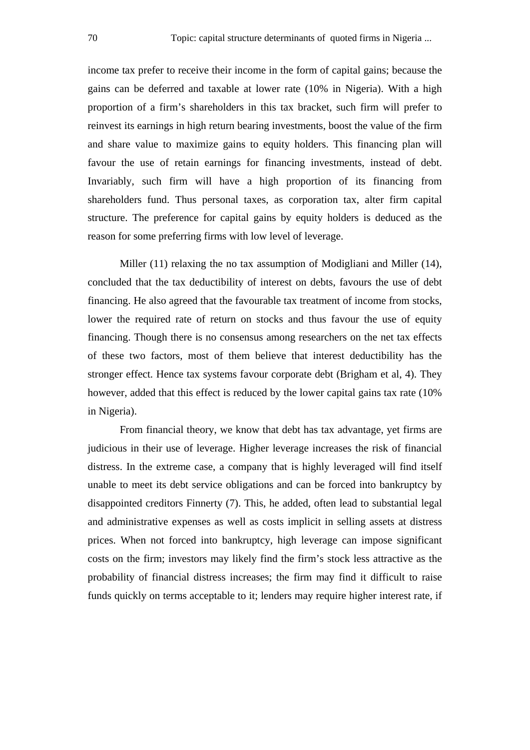income tax prefer to receive their income in the form of capital gains; because the gains can be deferred and taxable at lower rate (10% in Nigeria). With a high proportion of a firm's shareholders in this tax bracket, such firm will prefer to reinvest its earnings in high return bearing investments, boost the value of the firm and share value to maximize gains to equity holders. This financing plan will favour the use of retain earnings for financing investments, instead of debt. Invariably, such firm will have a high proportion of its financing from shareholders fund. Thus personal taxes, as corporation tax, alter firm capital structure. The preference for capital gains by equity holders is deduced as the reason for some preferring firms with low level of leverage.

Miller (11) relaxing the no tax assumption of Modigliani and Miller (14), concluded that the tax deductibility of interest on debts, favours the use of debt financing. He also agreed that the favourable tax treatment of income from stocks, lower the required rate of return on stocks and thus favour the use of equity financing. Though there is no consensus among researchers on the net tax effects of these two factors, most of them believe that interest deductibility has the stronger effect. Hence tax systems favour corporate debt (Brigham et al, 4). They however, added that this effect is reduced by the lower capital gains tax rate (10% in Nigeria).

From financial theory, we know that debt has tax advantage, yet firms are judicious in their use of leverage. Higher leverage increases the risk of financial distress. In the extreme case, a company that is highly leveraged will find itself unable to meet its debt service obligations and can be forced into bankruptcy by disappointed creditors Finnerty (7). This, he added, often lead to substantial legal and administrative expenses as well as costs implicit in selling assets at distress prices. When not forced into bankruptcy, high leverage can impose significant costs on the firm; investors may likely find the firm's stock less attractive as the probability of financial distress increases; the firm may find it difficult to raise funds quickly on terms acceptable to it; lenders may require higher interest rate, if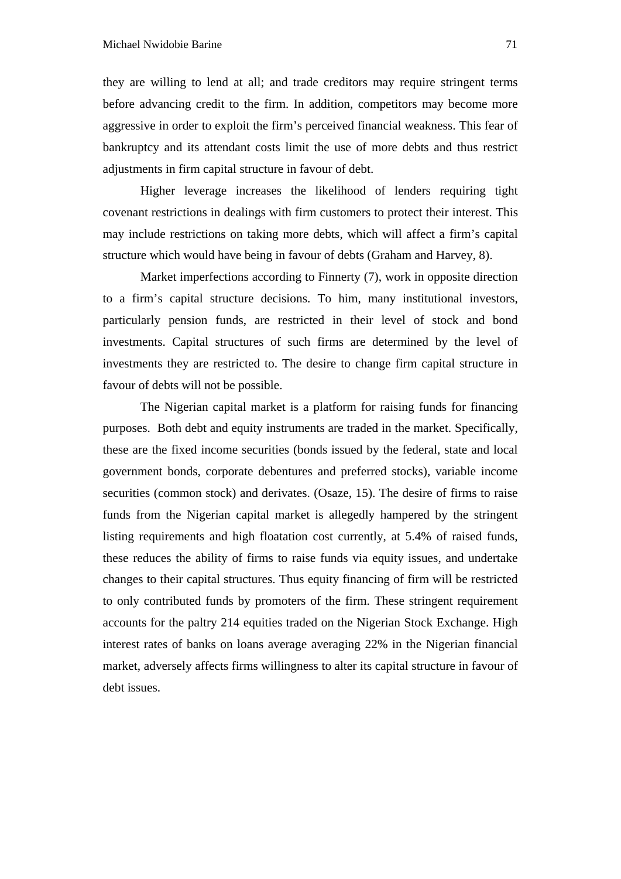they are willing to lend at all; and trade creditors may require stringent terms before advancing credit to the firm. In addition, competitors may become more aggressive in order to exploit the firm's perceived financial weakness. This fear of bankruptcy and its attendant costs limit the use of more debts and thus restrict adjustments in firm capital structure in favour of debt.

Higher leverage increases the likelihood of lenders requiring tight covenant restrictions in dealings with firm customers to protect their interest. This may include restrictions on taking more debts, which will affect a firm's capital structure which would have being in favour of debts (Graham and Harvey, 8).

Market imperfections according to Finnerty (7), work in opposite direction to a firm's capital structure decisions. To him, many institutional investors, particularly pension funds, are restricted in their level of stock and bond investments. Capital structures of such firms are determined by the level of investments they are restricted to. The desire to change firm capital structure in favour of debts will not be possible.

The Nigerian capital market is a platform for raising funds for financing purposes. Both debt and equity instruments are traded in the market. Specifically, these are the fixed income securities (bonds issued by the federal, state and local government bonds, corporate debentures and preferred stocks), variable income securities (common stock) and derivates. (Osaze, 15). The desire of firms to raise funds from the Nigerian capital market is allegedly hampered by the stringent listing requirements and high floatation cost currently, at 5.4% of raised funds, these reduces the ability of firms to raise funds via equity issues, and undertake changes to their capital structures. Thus equity financing of firm will be restricted to only contributed funds by promoters of the firm. These stringent requirement accounts for the paltry 214 equities traded on the Nigerian Stock Exchange. High interest rates of banks on loans average averaging 22% in the Nigerian financial market, adversely affects firms willingness to alter its capital structure in favour of debt issues.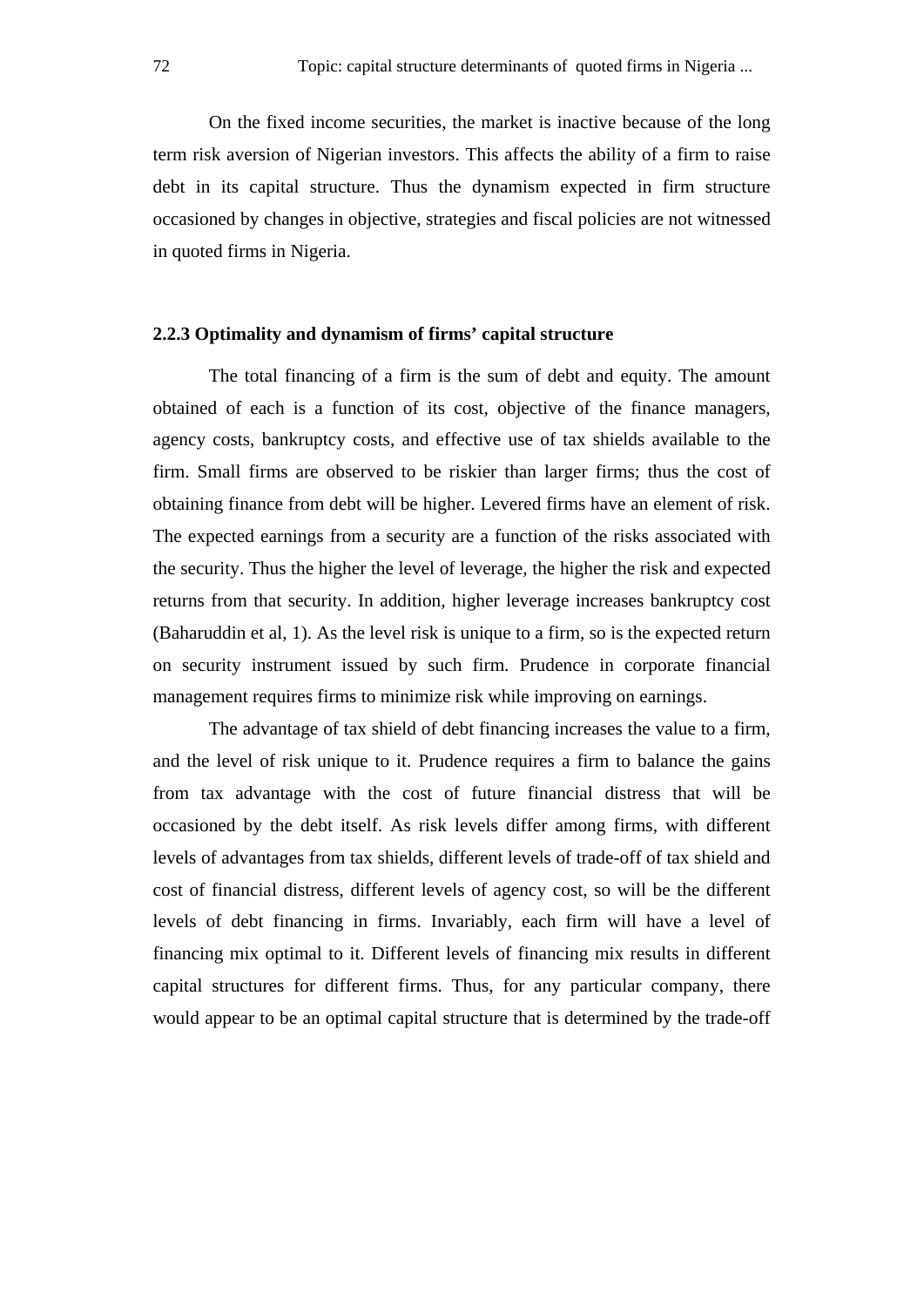On the fixed income securities, the market is inactive because of the long term risk aversion of Nigerian investors. This affects the ability of a firm to raise debt in its capital structure. Thus the dynamism expected in firm structure occasioned by changes in objective, strategies and fiscal policies are not witnessed in quoted firms in Nigeria.

### 2.2.3 Optimality and dynamism of firms' capital structure

The total financing of a firm is the sum of debt and equity. The amount obtained of each is a function of its cost, objective of the finance managers, agency costs, bankruptcy costs, and effective use of tax shields available to the firm. Small firms are observed to be riskier than larger firms; thus the cost of obtaining finance from debt will be higher. Levered firms have an element of risk. The expected earnings from a security are a function of the risks associated with the security. Thus the higher the level of leverage, the higher the risk and expected returns from that security. In addition, higher leverage increases bankruptcy cost (Baharuddin et al, 1). As the level risk is unique to a firm, so is the expected return on security instrument issued by such firm. Prudence in corporate financial management requires firms to minimize risk while improving on earnings.

The advantage of tax shield of debt financing increases the value to a firm, and the level of risk unique to it. Prudence requires a firm to balance the gains from tax advantage with the cost of future financial distress that will be occasioned by the debt itself. As risk levels differ among firms, with different levels of advantages from tax shields, different levels of trade-off of tax shield and cost of financial distress, different levels of agency cost, so will be the different levels of debt financing in firms. Invariably, each firm will have a level of financing mix optimal to it. Different levels of financing mix results in different capital structures for different firms. Thus, for any particular company, there would appear to be an optimal capital structure that is determined by the trade-off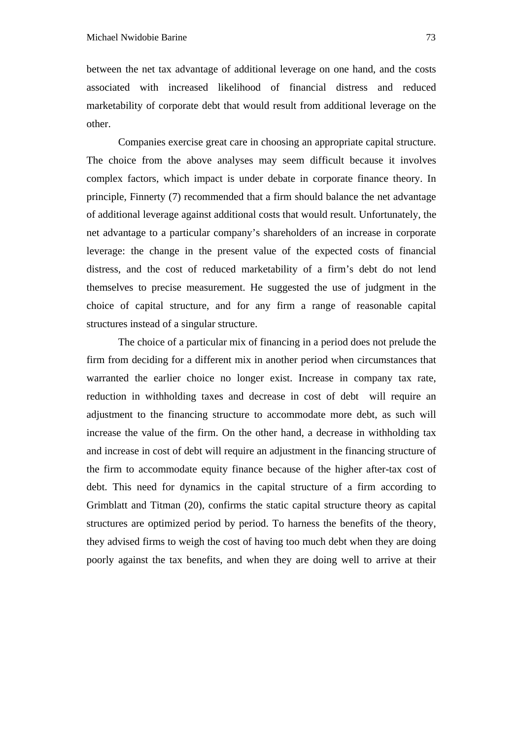between the net tax advantage of additional leverage on one hand, and the costs associated with increased likelihood of financial distress and reduced marketability of corporate debt that would result from additional leverage on the other.

Companies exercise great care in choosing an appropriate capital structure. The choice from the above analyses may seem difficult because it involves complex factors, which impact is under debate in corporate finance theory. In principle, Finnerty (7) recommended that a firm should balance the net advantage of additional leverage against additional costs that would result. Unfortunately, the net advantage to a particular company's shareholders of an increase in corporate leverage: the change in the present value of the expected costs of financial distress, and the cost of reduced marketability of a firm's debt do not lend themselves to precise measurement. He suggested the use of judgment in the choice of capital structure, and for any firm a range of reasonable capital structures instead of a singular structure.

The choice of a particular mix of financing in a period does not prelude the firm from deciding for a different mix in another period when circumstances that warranted the earlier choice no longer exist. Increase in company tax rate, reduction in withholding taxes and decrease in cost of debt will require an adjustment to the financing structure to accommodate more debt, as such will increase the value of the firm. On the other hand, a decrease in withholding tax and increase in cost of debt will require an adjustment in the financing structure of the firm to accommodate equity finance because of the higher after-tax cost of debt. This need for dynamics in the capital structure of a firm according to Grimblatt and Titman (20), confirms the static capital structure theory as capital structures are optimized period by period. To harness the benefits of the theory, they advised firms to weigh the cost of having too much debt when they are doing poorly against the tax benefits, and when they are doing well to arrive at their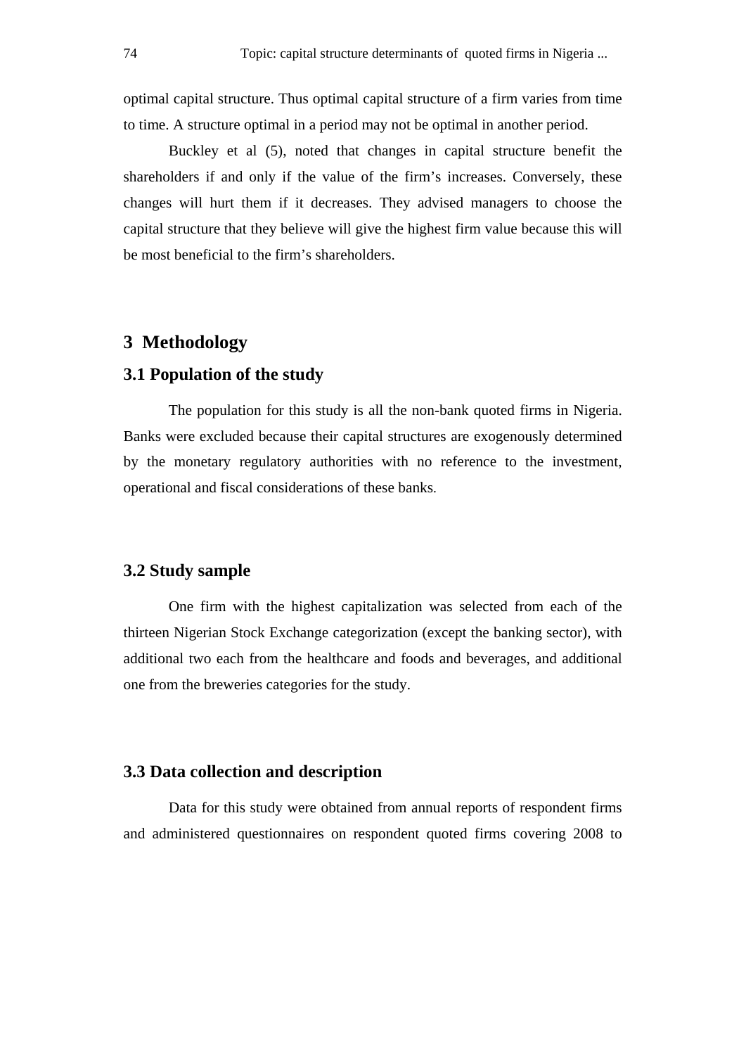optimal capital structure. Thus optimal capital structure of a firm varies from time to time. A structure optimal in a period may not be optimal in another period.

Buckley et al (5), noted that changes in capital structure benefit the shareholders if and only if the value of the firm's increases. Conversely, these changes will hurt them if it decreases. They advised managers to choose the capital structure that they believe will give the highest firm value because this will be most beneficial to the firm's shareholders.

## 3 Methodology

### 3.1 Population of the study

The population for this study is all the non-bank quoted firms in Nigeria. Banks were excluded because their capital structures are exogenously determined by the monetary regulatory authorities with no reference to the investment, operational and fiscal considerations of these banks.

### 3.2 Study sample

One firm with the highest capitalization was selected from each of the thirteen Nigerian Stock Exchange categorization (except the banking sector), with additional two each from the healthcare and foods and beverages, and additional one from the breweries categories for the study.

### 3.3 Data collection and description

Data for this study were obtained from annual reports of respondent firms and administered questionnaires on respondent quoted firms covering 2008 to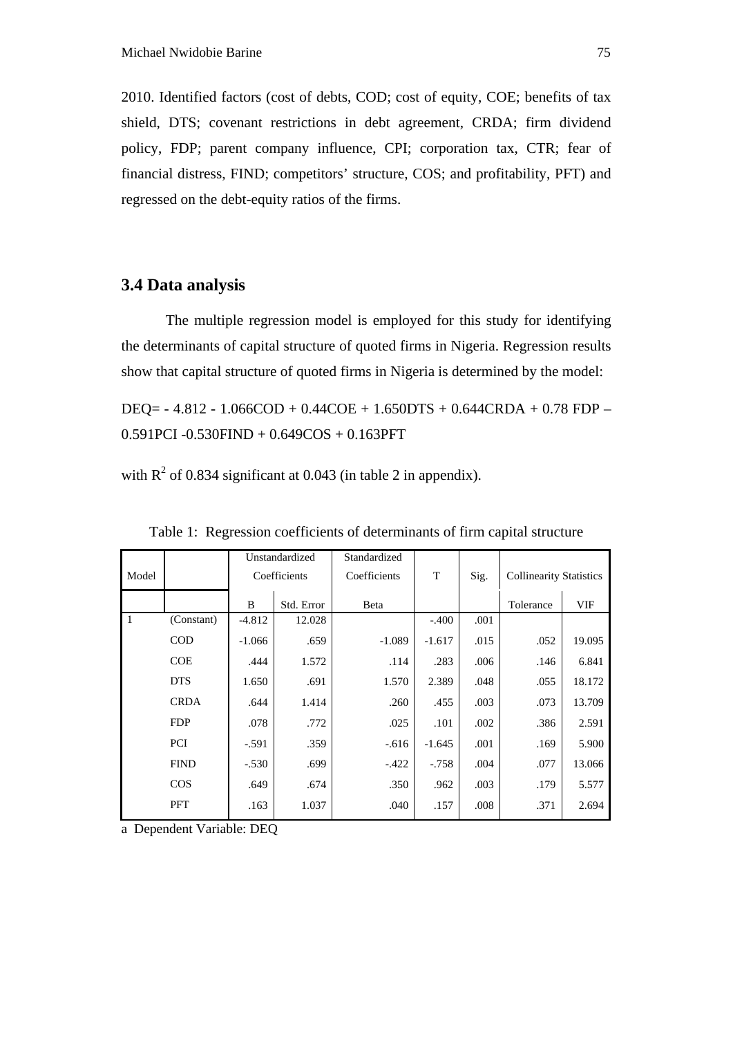2010. Identified factors (cost of debts, COD; cost of equity, COE; benefits of tax shield, DTS; covenant restrictions in debt agreement, CRDA; firm dividend policy, FDP; parent company influence, CPI; corporation tax, CTR; fear of financial distress, FIND; competitors' structure, COS; and profitability, PFT) and regressed on the debt-equity ratios of the firms.

### 3.4 Data analysis

The multiple regression model is employed for this study for identifying the determinants of capital structure of quoted firms in Nigeria. Regression results show that capital structure of quoted firms in Nigeria is determined by the model:

DEQ= - 4.812 - 1.066COD + 0.44COE + 1.650DTS + 0.644CRDA + 0.78 FDP – 0.591PCI -0.530FIND + 0.649COS + 0.163PFT

with $R^2$ of 0.834 significant at 0.043 (in table 2 in appendix).

Table 1: Regression coefficients of determinants of firm capital structure

| Model | | Unstandardized Coefficients | | Standardized Coefficients | T | Sig. | Collinearity Statistics | |
|---|---|---|---|---|---|---|---|---|
| | | B | Std. Error | Beta | | | Tolerance | VIF |
| 1 | (Constant) | -4.812 | 12.028 | | -.400 | .001 | | |
| | COD | -1.066 | .659 | -1.089 | -1.617 | .015 | .052 | 19.095 |
| | COE | .444 | 1.572 | .114 | .283 | .006 | .146 | 6.841 |
| | DTS | 1.650 | .691 | 1.570 | 2.389 | .048 | .055 | 18.172 |
| | CRDA | .644 | 1.414 | .260 | .455 | .003 | .073 | 13.709 |
| | FDP | .078 | .772 | .025 | .101 | .002 | .386 | 2.591 |
| | PCI | -.591 | .359 | -.616 | -1.645 | .001 | .169 | 5.900 |
| | FIND | -.530 | .699 | -.422 | -.758 | .004 | .077 | 13.066 |
| | COS | .649 | .674 | .350 | .962 | .003 | .179 | 5.577 |
| | PFT | .163 | 1.037 | .040 | .157 | .008 | .371 | 2.694 |

a Dependent Variable: DEQ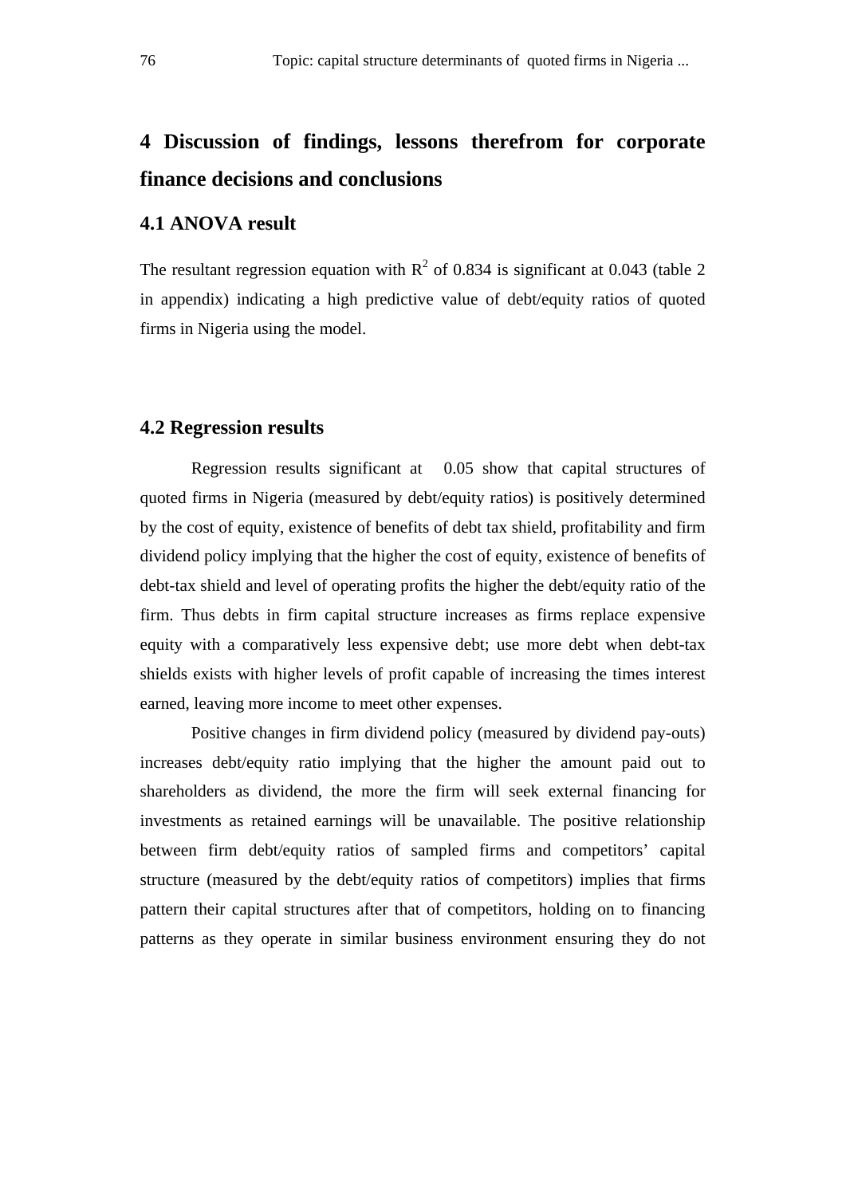# 4 Discussion of findings, lessons therefrom for corporate finance decisions and conclusions

## 4.1 ANOVA result

The resultant regression equation with $R^2$ of 0.834 is significant at 0.043 (table 2 in appendix) indicating a high predictive value of debt/equity ratios of quoted firms in Nigeria using the model.

## 4.2 Regression results

Regression results significant at 0.05 show that capital structures of quoted firms in Nigeria (measured by debt/equity ratios) is positively determined by the cost of equity, existence of benefits of debt tax shield, profitability and firm dividend policy implying that the higher the cost of equity, existence of benefits of debt-tax shield and level of operating profits the higher the debt/equity ratio of the firm. Thus debts in firm capital structure increases as firms replace expensive equity with a comparatively less expensive debt; use more debt when debt-tax shields exists with higher levels of profit capable of increasing the times interest earned, leaving more income to meet other expenses.

Positive changes in firm dividend policy (measured by dividend pay-outs) increases debt/equity ratio implying that the higher the amount paid out to shareholders as dividend, the more the firm will seek external financing for investments as retained earnings will be unavailable. The positive relationship between firm debt/equity ratios of sampled firms and competitors' capital structure (measured by the debt/equity ratios of competitors) implies that firms pattern their capital structures after that of competitors, holding on to financing patterns as they operate in similar business environment ensuring they do not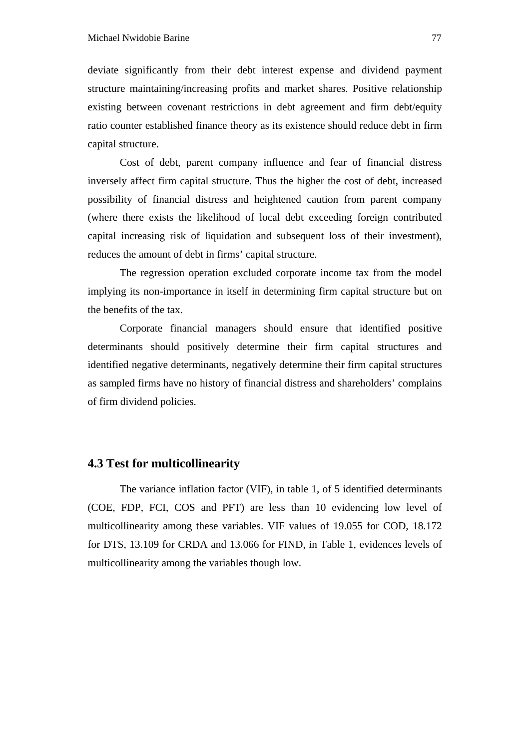deviate significantly from their debt interest expense and dividend payment structure maintaining/increasing profits and market shares. Positive relationship existing between covenant restrictions in debt agreement and firm debt/equity ratio counter established finance theory as its existence should reduce debt in firm capital structure.

Cost of debt, parent company influence and fear of financial distress inversely affect firm capital structure. Thus the higher the cost of debt, increased possibility of financial distress and heightened caution from parent company (where there exists the likelihood of local debt exceeding foreign contributed capital increasing risk of liquidation and subsequent loss of their investment), reduces the amount of debt in firms' capital structure.

The regression operation excluded corporate income tax from the model implying its non-importance in itself in determining firm capital structure but on the benefits of the tax.

Corporate financial managers should ensure that identified positive determinants should positively determine their firm capital structures and identified negative determinants, negatively determine their firm capital structures as sampled firms have no history of financial distress and shareholders' complains of firm dividend policies.

## 4.3 Test for multicollinearity

The variance inflation factor (VIF), in table 1, of 5 identified determinants (COE, FDP, FCI, COS and PFT) are less than 10 evidencing low level of multicollinearity among these variables. VIF values of 19.055 for COD, 18.172 for DTS, 13.109 for CRDA and 13.066 for FIND, in Table 1, evidences levels of multicollinearity among the variables though low.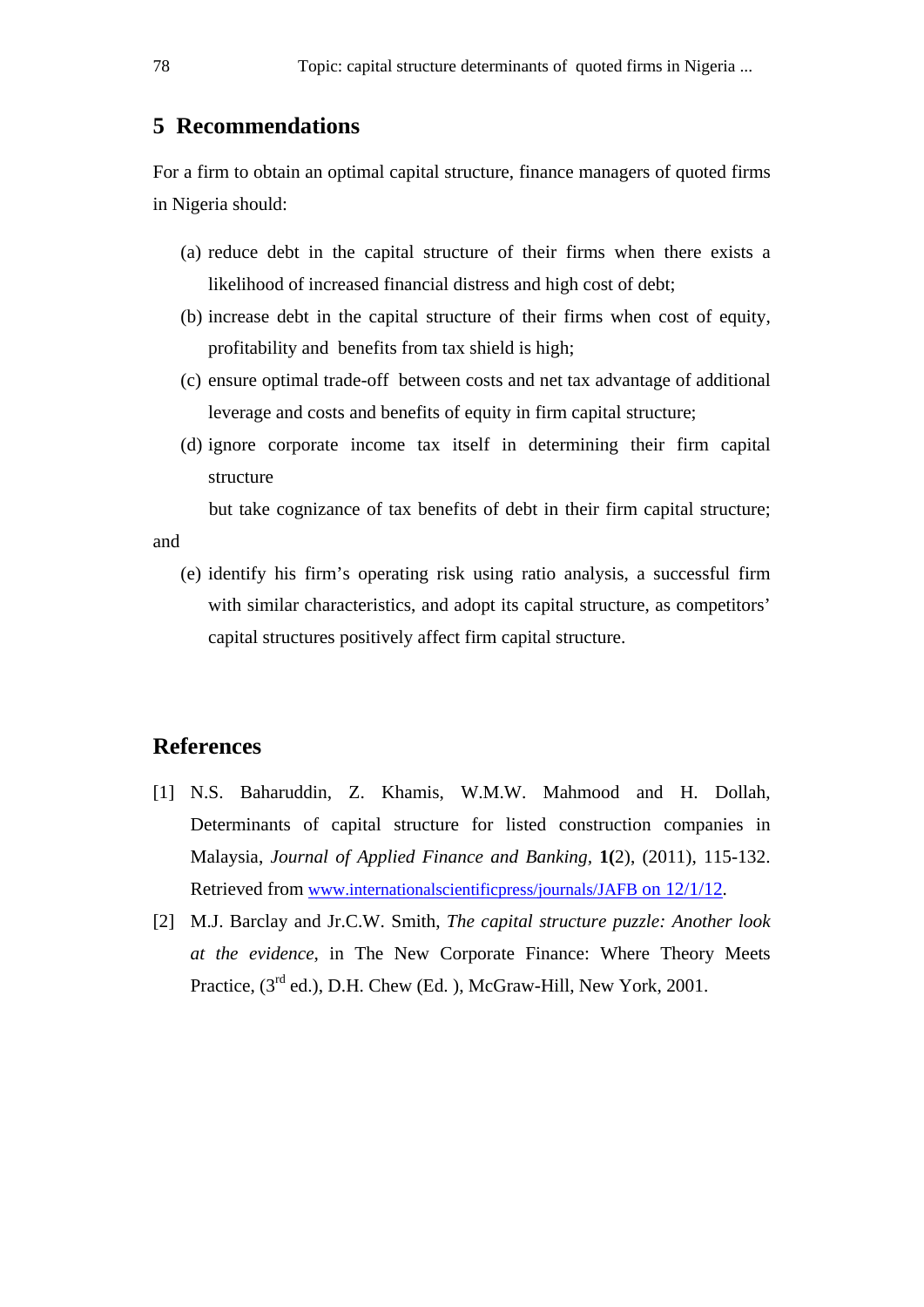## 5 Recommendations

For a firm to obtain an optimal capital structure, finance managers of quoted firms in Nigeria should:

(a) reduce debt in the capital structure of their firms when there exists a likelihood of increased financial distress and high cost of debt;

(b) increase debt in the capital structure of their firms when cost of equity, profitability and benefits from tax shield is high;

(c) ensure optimal trade-off between costs and net tax advantage of additional leverage and costs and benefits of equity in firm capital structure;

(d) ignore corporate income tax itself in determining their firm capital structure

but take cognizance of tax benefits of debt in their firm capital structure; and

(e) identify his firm's operating risk using ratio analysis, a successful firm with similar characteristics, and adopt its capital structure, as competitors' capital structures positively affect firm capital structure.

## References

[1] N.S. Baharuddin, Z. Khamis, W.M.W. Mahmood and H. Dollah, Determinants of capital structure for listed construction companies in Malaysia, *Journal of Applied Finance and Banking*, **1(**2), (2011), 115-132. Retrieved from www.internationalscientificpress/journals/JAFB on 12/1/12.

[2] M.J. Barclay and Jr.C.W. Smith, *The capital structure puzzle: Another look at the evidence*, in The New Corporate Finance: Where Theory Meets Practice, (3rd ed.), D.H. Chew (Ed. ), McGraw-Hill, New York, 2001.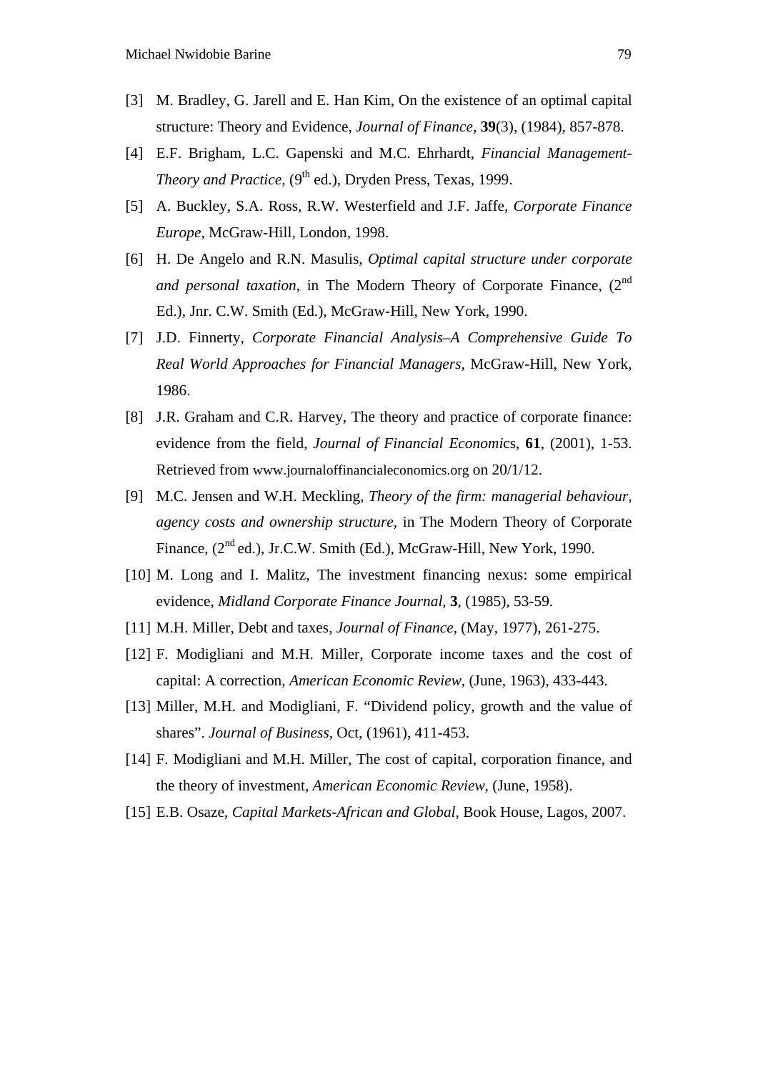[3] M. Bradley, G. Jarell and E. Han Kim, On the existence of an optimal capital structure: Theory and Evidence, *Journal of Finance*, **39**(3), (1984), 857-878.

[4] E.F. Brigham, L.C. Gapenski and M.C. Ehrhardt, *Financial Management-Theory and Practice*, (9th ed.), Dryden Press, Texas, 1999.

[5] A. Buckley, S.A. Ross, R.W. Westerfield and J.F. Jaffe, *Corporate Finance Europe*, McGraw-Hill, London, 1998.

[6] H. De Angelo and R.N. Masulis, *Optimal capital structure under corporate and personal taxation*, in The Modern Theory of Corporate Finance, (2nd Ed.), Jnr. C.W. Smith (Ed.), McGraw-Hill, New York, 1990.

[7] J.D. Finnerty, *Corporate Financial Analysis–A Comprehensive Guide To Real World Approaches for Financial Managers*, McGraw-Hill, New York, 1986.

[8] J.R. Graham and C.R. Harvey, The theory and practice of corporate finance: evidence from the field, *Journal of Financial Economics*, **61**, (2001), 1-53. Retrieved from www.journaloffinancialeconomics.org on 20/1/12.

[9] M.C. Jensen and W.H. Meckling, *Theory of the firm: managerial behaviour, agency costs and ownership structure*, in The Modern Theory of Corporate Finance, (2nd ed.), Jr.C.W. Smith (Ed.), McGraw-Hill, New York, 1990.

[10] M. Long and I. Malitz, The investment financing nexus: some empirical evidence, *Midland Corporate Finance Journal*, **3**, (1985), 53-59.

[11] M.H. Miller, Debt and taxes, *Journal of Finance*, (May, 1977), 261-275.

[12] F. Modigliani and M.H. Miller, Corporate income taxes and the cost of capital: A correction, *American Economic Review*, (June, 1963), 433-443.

[13] Miller, M.H. and Modigliani, F. "Dividend policy, growth and the value of shares". *Journal of Business*, Oct, (1961), 411-453.

[14] F. Modigliani and M.H. Miller, The cost of capital, corporation finance, and the theory of investment, *American Economic Review*, (June, 1958).

[15] E.B. Osaze, *Capital Markets-African and Global*, Book House, Lagos, 2007.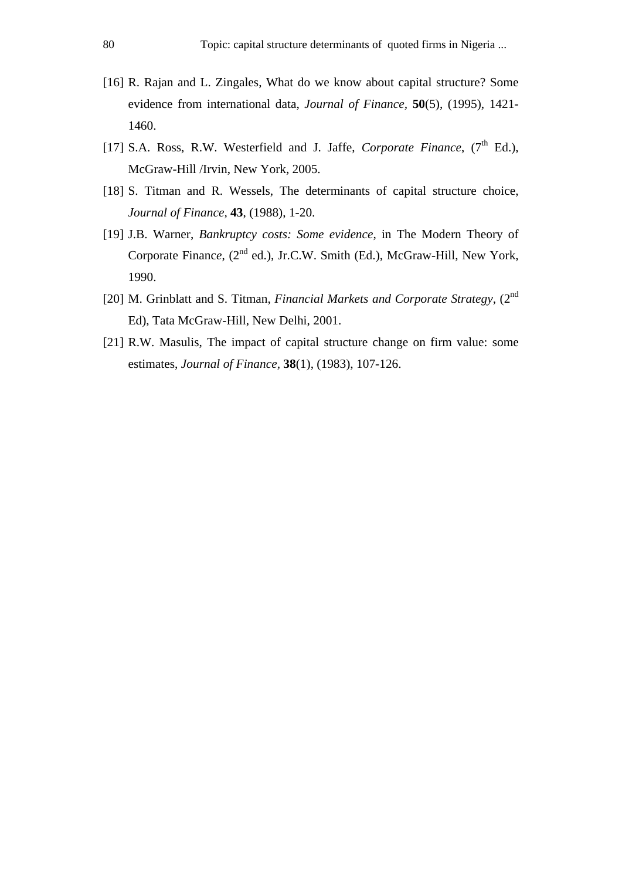[16] R. Rajan and L. Zingales, What do we know about capital structure? Some evidence from international data, *Journal of Finance,* **50**(5), (1995), 1421-1460.

[17] S.A. Ross, R.W. Westerfield and J. Jaffe, *Corporate Finance*, (7th Ed.), McGraw-Hill /Irvin, New York, 2005.

[18] S. Titman and R. Wessels, The determinants of capital structure choice, *Journal of Finance,* **43**, (1988), 1-20.

[19] J.B. Warner, *Bankruptcy costs: Some evidence*, in The Modern Theory of Corporate Finance, (2nd ed.), Jr.C.W. Smith (Ed.), McGraw-Hill, New York, 1990.

[20] M. Grinblatt and S. Titman, *Financial Markets and Corporate Strategy*, (2nd Ed), Tata McGraw-Hill, New Delhi, 2001.

[21] R.W. Masulis, The impact of capital structure change on firm value: some estimates, *Journal of Finance,* **38**(1), (1983), 107-126.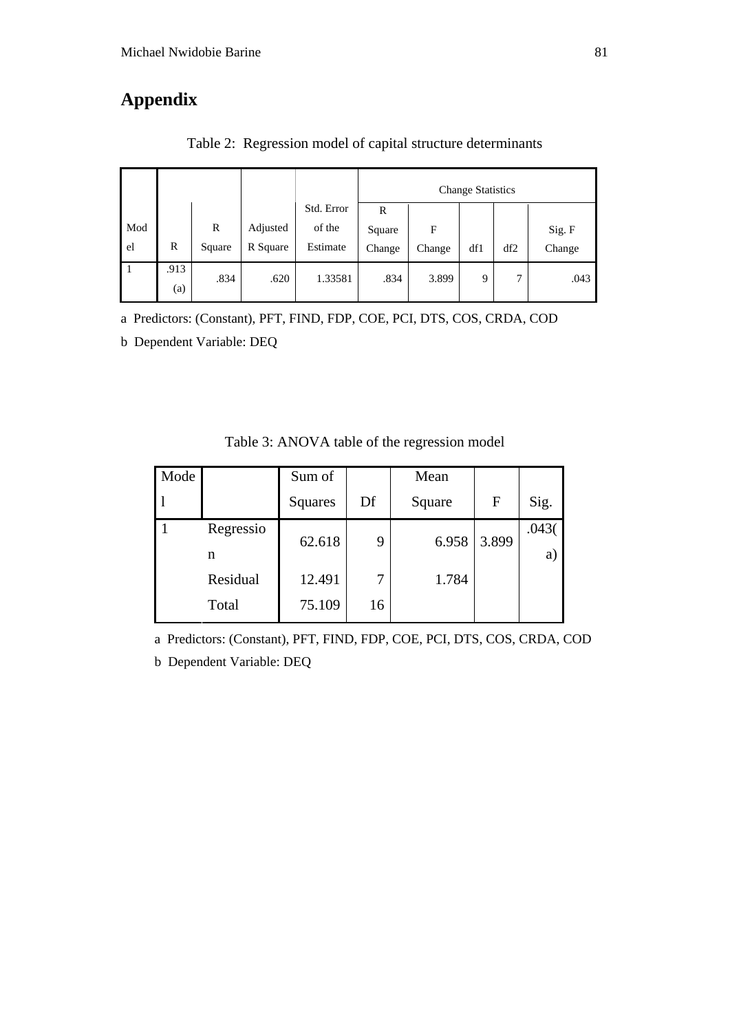# Appendix

Table 2: Regression model of capital structure determinants

| Model | R | R Square | Adjusted R Square | Std. Error of the Estimate | Change Statistics | | | | |
|---|---|---|---|---|---|---|---|---|---|
| | | | | | R Square Change | F Change | df1 | df2 | Sig. F Change |
| 1 | .913 (a) | .834 | .620 | 1.33581 | .834 | 3.899 | 9 | 7 | .043 |

a Predictors: (Constant), PFT, FIND, FDP, COE, PCI, DTS, COS, CRDA, COD

b Dependent Variable: DEQ

Table 3: ANOVA table of the regression model

| Model | | Sum of Squares | Df | Mean Square | F | Sig. |
|---|---|---|---|---|---|---|
| 1 | Regression | 62.618 | 9 | 6.958 | 3.899 | .043(a) |
| | Residual | 12.491 | 7 | 1.784 | | |
| | Total | 75.109 | 16 | | | |

a Predictors: (Constant), PFT, FIND, FDP, COE, PCI, DTS, COS, CRDA, COD

b Dependent Variable: DEQ